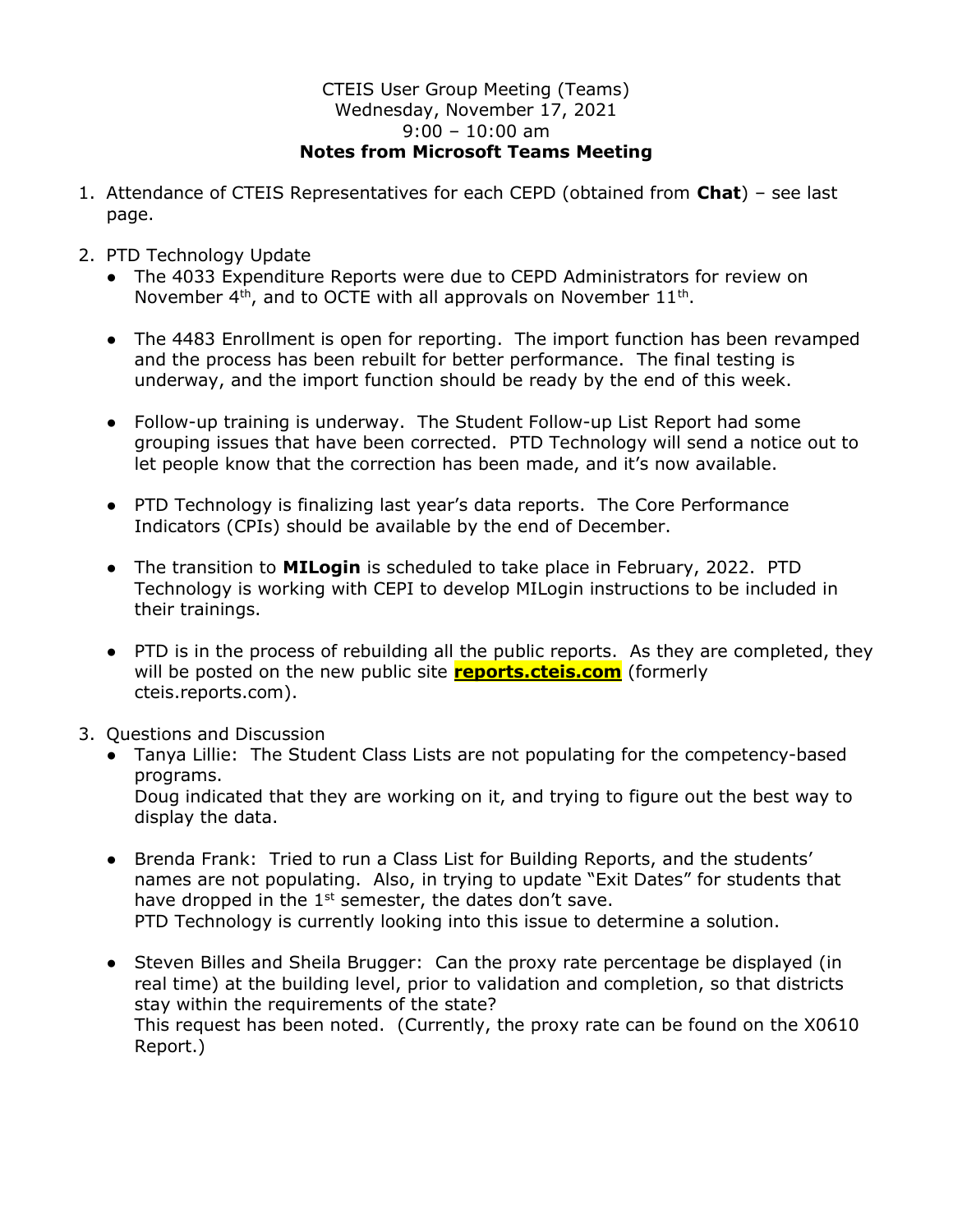CTEIS User Group Meeting (Teams)
Wednesday, November 17, 2021
9:00 – 10:00 am

**Notes from Microsoft Teams Meeting**

1. Attendance of CTEIS Representatives for each CEPD (obtained from **Chat**) – see last page.

2. PTD Technology Update
   - The 4033 Expenditure Reports were due to CEPD Administrators for review on November 4th, and to OCTE with all approvals on November 11th.
   - The 4483 Enrollment is open for reporting. The import function has been revamped and the process has been rebuilt for better performance. The final testing is underway, and the import function should be ready by the end of this week.
   - Follow-up training is underway. The Student Follow-up List Report had some grouping issues that have been corrected. PTD Technology will send a notice out to let people know that the correction has been made, and it's now available.
   - PTD Technology is finalizing last year's data reports. The Core Performance Indicators (CPIs) should be available by the end of December.
   - The transition to **MILogin** is scheduled to take place in February, 2022. PTD Technology is working with CEPI to develop MILogin instructions to be included in their trainings.
   - PTD is in the process of rebuilding all the public reports. As they are completed, they will be posted on the new public site **reports.cteis.com** (formerly cteis.reports.com).

3. Questions and Discussion
   - Tanya Lillie: The Student Class Lists are not populating for the competency-based programs.
     Doug indicated that they are working on it, and trying to figure out the best way to display the data.
   - Brenda Frank: Tried to run a Class List for Building Reports, and the students' names are not populating. Also, in trying to update "Exit Dates" for students that have dropped in the 1st semester, the dates don't save.
     PTD Technology is currently looking into this issue to determine a solution.
   - Steven Billes and Sheila Brugger: Can the proxy rate percentage be displayed (in real time) at the building level, prior to validation and completion, so that districts stay within the requirements of the state?
     This request has been noted. (Currently, the proxy rate can be found on the X0610 Report.)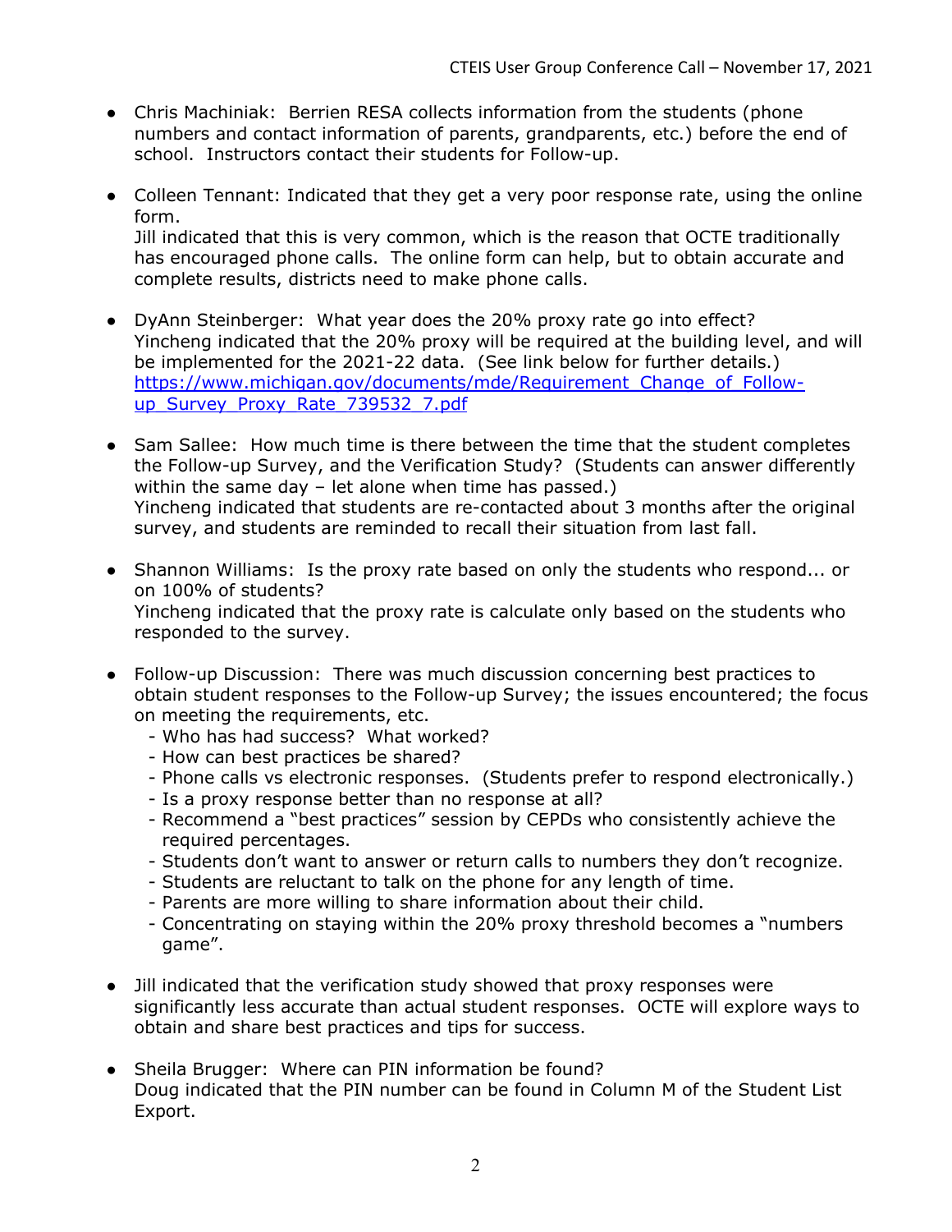- Chris Machiniak: Berrien RESA collects information from the students (phone numbers and contact information of parents, grandparents, etc.) before the end of school. Instructors contact their students for Follow-up.

- Colleen Tennant: Indicated that they get a very poor response rate, using the online form.
  Jill indicated that this is very common, which is the reason that OCTE traditionally has encouraged phone calls. The online form can help, but to obtain accurate and complete results, districts need to make phone calls.

- DyAnn Steinberger: What year does the 20% proxy rate go into effect?
  Yincheng indicated that the 20% proxy will be required at the building level, and will be implemented for the 2021-22 data. (See link below for further details.)
  [https://www.michigan.gov/documents/mde/Requirement_Change_of_Follow-up_Survey_Proxy_Rate_739532_7.pdf](https://www.michigan.gov/documents/mde/Requirement_Change_of_Follow-up_Survey_Proxy_Rate_739532_7.pdf)

- Sam Sallee: How much time is there between the time that the student completes the Follow-up Survey, and the Verification Study? (Students can answer differently within the same day – let alone when time has passed.)
  Yincheng indicated that students are re-contacted about 3 months after the original survey, and students are reminded to recall their situation from last fall.

- Shannon Williams: Is the proxy rate based on only the students who respond... or on 100% of students?
  Yincheng indicated that the proxy rate is calculate only based on the students who responded to the survey.

- Follow-up Discussion: There was much discussion concerning best practices to obtain student responses to the Follow-up Survey; the issues encountered; the focus on meeting the requirements, etc.
  - Who has had success? What worked?
  - How can best practices be shared?
  - Phone calls vs electronic responses. (Students prefer to respond electronically.)
  - Is a proxy response better than no response at all?
  - Recommend a "best practices" session by CEPDs who consistently achieve the required percentages.
  - Students don't want to answer or return calls to numbers they don't recognize.
  - Students are reluctant to talk on the phone for any length of time.
  - Parents are more willing to share information about their child.
  - Concentrating on staying within the 20% proxy threshold becomes a "numbers game".

- Jill indicated that the verification study showed that proxy responses were significantly less accurate than actual student responses. OCTE will explore ways to obtain and share best practices and tips for success.

- Sheila Brugger: Where can PIN information be found?
  Doug indicated that the PIN number can be found in Column M of the Student List Export.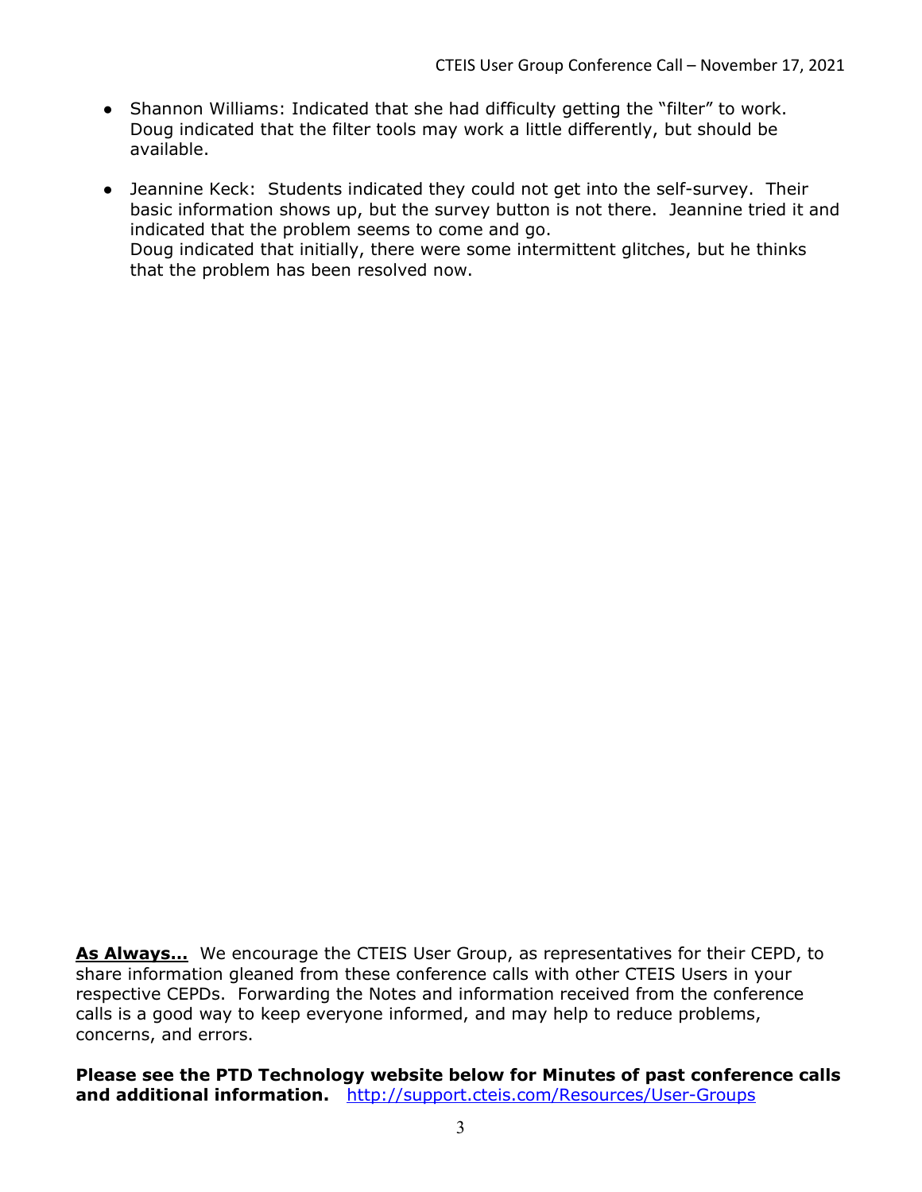- Shannon Williams: Indicated that she had difficulty getting the "filter" to work. Doug indicated that the filter tools may work a little differently, but should be available.

- Jeannine Keck: Students indicated they could not get into the self-survey. Their basic information shows up, but the survey button is not there. Jeannine tried it and indicated that the problem seems to come and go.
  Doug indicated that initially, there were some intermittent glitches, but he thinks that the problem has been resolved now.

**<u>As Always...</u>** We encourage the CTEIS User Group, as representatives for their CEPD, to share information gleaned from these conference calls with other CTEIS Users in your respective CEPDs. Forwarding the Notes and information received from the conference calls is a good way to keep everyone informed, and may help to reduce problems, concerns, and errors.

**Please see the PTD Technology website below for Minutes of past conference calls and additional information.** [http://support.cteis.com/Resources/User-Groups](http://support.cteis.com/Resources/User-Groups)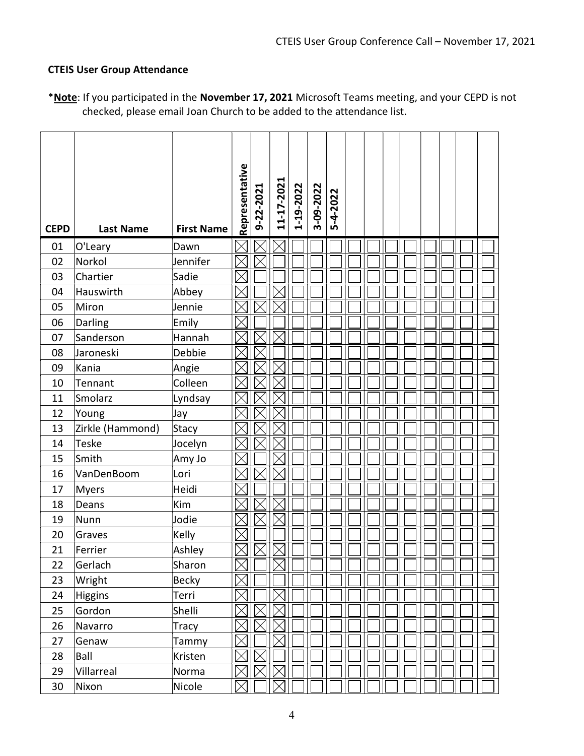**CTEIS User Group Attendance**

*__Note__: If you participated in the **November 17, 2021** Microsoft Teams meeting, and your CEPD is not checked, please email Joan Church to be added to the attendance list.

| CEPD | Last Name | First Name | Representative | 9-22-2021 | 11-17-2021 | 1-19-2022 | 3-09-2022 | 5-4-2022 | | | | | | | | |
|---|---|---|---|---|---|---|---|---|---|---|---|---|---|---|---|---|
| 01 | O'Leary | Dawn | ☒ | ☒ | ☒ | ☐ | ☐ | ☐ | ☐ | ☐ | ☐ | ☐ | ☐ | ☐ | ☐ | ☐ |
| 02 | Norkol | Jennifer | ☒ | ☒ | ☐ | ☐ | ☐ | ☐ | ☐ | ☐ | ☐ | ☐ | ☐ | ☐ | ☐ | ☐ |
| 03 | Chartier | Sadie | ☒ | ☐ | ☐ | ☐ | ☐ | ☐ | ☐ | ☐ | ☐ | ☐ | ☐ | ☐ | ☐ | ☐ |
| 04 | Hauswirth | Abbey | ☒ | ☐ | ☒ | ☐ | ☐ | ☐ | ☐ | ☐ | ☐ | ☐ | ☐ | ☐ | ☐ | ☐ |
| 05 | Miron | Jennie | ☒ | ☒ | ☒ | ☐ | ☐ | ☐ | ☐ | ☐ | ☐ | ☐ | ☐ | ☐ | ☐ | ☐ |
| 06 | Darling | Emily | ☒ | ☐ | ☐ | ☐ | ☐ | ☐ | ☐ | ☐ | ☐ | ☐ | ☐ | ☐ | ☐ | ☐ |
| 07 | Sanderson | Hannah | ☒ | ☒ | ☒ | ☐ | ☐ | ☐ | ☐ | ☐ | ☐ | ☐ | ☐ | ☐ | ☐ | ☐ |
| 08 | Jaroneski | Debbie | ☒ | ☒ | ☐ | ☐ | ☐ | ☐ | ☐ | ☐ | ☐ | ☐ | ☐ | ☐ | ☐ | ☐ |
| 09 | Kania | Angie | ☒ | ☒ | ☒ | ☐ | ☐ | ☐ | ☐ | ☐ | ☐ | ☐ | ☐ | ☐ | ☐ | ☐ |
| 10 | Tennant | Colleen | ☒ | ☒ | ☒ | ☐ | ☐ | ☐ | ☐ | ☐ | ☐ | ☐ | ☐ | ☐ | ☐ | ☐ |
| 11 | Smolarz | Lyndsay | ☒ | ☒ | ☒ | ☐ | ☐ | ☐ | ☐ | ☐ | ☐ | ☐ | ☐ | ☐ | ☐ | ☐ |
| 12 | Young | Jay | ☒ | ☒ | ☒ | ☐ | ☐ | ☐ | ☐ | ☐ | ☐ | ☐ | ☐ | ☐ | ☐ | ☐ |
| 13 | Zirkle (Hammond) | Stacy | ☒ | ☒ | ☒ | ☐ | ☐ | ☐ | ☐ | ☐ | ☐ | ☐ | ☐ | ☐ | ☐ | ☐ |
| 14 | Teske | Jocelyn | ☒ | ☒ | ☒ | ☐ | ☐ | ☐ | ☐ | ☐ | ☐ | ☐ | ☐ | ☐ | ☐ | ☐ |
| 15 | Smith | Amy Jo | ☒ | ☐ | ☒ | ☐ | ☐ | ☐ | ☐ | ☐ | ☐ | ☐ | ☐ | ☐ | ☐ | ☐ |
| 16 | VanDenBoom | Lori | ☒ | ☒ | ☒ | ☐ | ☐ | ☐ | ☐ | ☐ | ☐ | ☐ | ☐ | ☐ | ☐ | ☐ |
| 17 | Myers | Heidi | ☒ | ☐ | ☐ | ☐ | ☐ | ☐ | ☐ | ☐ | ☐ | ☐ | ☐ | ☐ | ☐ | ☐ |
| 18 | Deans | Kim | ☒ | ☒ | ☒ | ☐ | ☐ | ☐ | ☐ | ☐ | ☐ | ☐ | ☐ | ☐ | ☐ | ☐ |
| 19 | Nunn | Jodie | ☒ | ☒ | ☒ | ☐ | ☐ | ☐ | ☐ | ☐ | ☐ | ☐ | ☐ | ☐ | ☐ | ☐ |
| 20 | Graves | Kelly | ☒ | ☐ | ☐ | ☐ | ☐ | ☐ | ☐ | ☐ | ☐ | ☐ | ☐ | ☐ | ☐ | ☐ |
| 21 | Ferrier | Ashley | ☒ | ☒ | ☒ | ☐ | ☐ | ☐ | ☐ | ☐ | ☐ | ☐ | ☐ | ☐ | ☐ | ☐ |
| 22 | Gerlach | Sharon | ☒ | ☐ | ☒ | ☐ | ☐ | ☐ | ☐ | ☐ | ☐ | ☐ | ☐ | ☐ | ☐ | ☐ |
| 23 | Wright | Becky | ☒ | ☐ | ☐ | ☐ | ☐ | ☐ | ☐ | ☐ | ☐ | ☐ | ☐ | ☐ | ☐ | ☐ |
| 24 | Higgins | Terri | ☒ | ☐ | ☒ | ☐ | ☐ | ☐ | ☐ | ☐ | ☐ | ☐ | ☐ | ☐ | ☐ | ☐ |
| 25 | Gordon | Shelli | ☒ | ☒ | ☒ | ☐ | ☐ | ☐ | ☐ | ☐ | ☐ | ☐ | ☐ | ☐ | ☐ | ☐ |
| 26 | Navarro | Tracy | ☒ | ☒ | ☒ | ☐ | ☐ | ☐ | ☐ | ☐ | ☐ | ☐ | ☐ | ☐ | ☐ | ☐ |
| 27 | Genaw | Tammy | ☒ | ☐ | ☒ | ☐ | ☐ | ☐ | ☐ | ☐ | ☐ | ☐ | ☐ | ☐ | ☐ | ☐ |
| 28 | Ball | Kristen | ☒ | ☒ | ☐ | ☐ | ☐ | ☐ | ☐ | ☐ | ☐ | ☐ | ☐ | ☐ | ☐ | ☐ |
| 29 | Villarreal | Norma | ☒ | ☒ | ☒ | ☐ | ☐ | ☐ | ☐ | ☐ | ☐ | ☐ | ☐ | ☐ | ☐ | ☐ |
| 30 | Nixon | Nicole | ☒ | ☐ | ☒ | ☐ | ☐ | ☐ | ☐ | ☐ | ☐ | ☐ | ☐ | ☐ | ☐ | ☐ |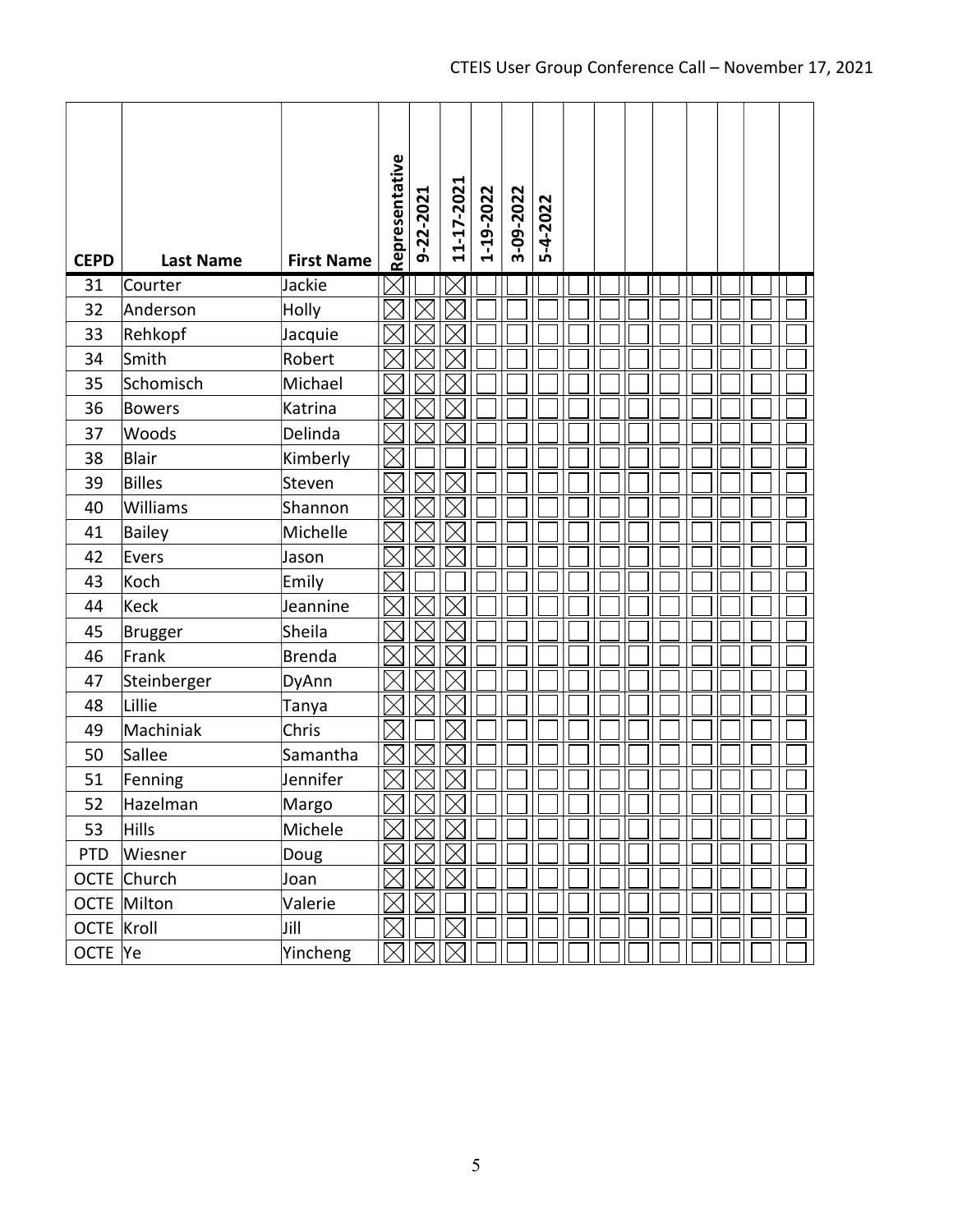| CEPD | Last Name | First Name | Representative | 9-22-2021 | 11-17-2021 | 1-19-2022 | 3-09-2022 | 5-4-2022 |
|---|---|---|---|---|---|---|---|---|
| 31 | Courter | Jackie | ☒ | ☐ | ☒ | ☐ | ☐ | ☐ |
| 32 | Anderson | Holly | ☒ | ☒ | ☒ | ☐ | ☐ | ☐ |
| 33 | Rehkopf | Jacquie | ☒ | ☒ | ☒ | ☐ | ☐ | ☐ |
| 34 | Smith | Robert | ☒ | ☒ | ☒ | ☐ | ☐ | ☐ |
| 35 | Schomisch | Michael | ☒ | ☒ | ☒ | ☐ | ☐ | ☐ |
| 36 | Bowers | Katrina | ☒ | ☒ | ☒ | ☐ | ☐ | ☐ |
| 37 | Woods | Delinda | ☒ | ☒ | ☒ | ☐ | ☐ | ☐ |
| 38 | Blair | Kimberly | ☒ | ☐ | ☐ | ☐ | ☐ | ☐ |
| 39 | Billes | Steven | ☒ | ☒ | ☒ | ☐ | ☐ | ☐ |
| 40 | Williams | Shannon | ☒ | ☒ | ☒ | ☐ | ☐ | ☐ |
| 41 | Bailey | Michelle | ☒ | ☒ | ☒ | ☐ | ☐ | ☐ |
| 42 | Evers | Jason | ☒ | ☒ | ☒ | ☐ | ☐ | ☐ |
| 43 | Koch | Emily | ☒ | ☐ | ☐ | ☐ | ☐ | ☐ |
| 44 | Keck | Jeannine | ☒ | ☒ | ☒ | ☐ | ☐ | ☐ |
| 45 | Brugger | Sheila | ☒ | ☒ | ☒ | ☐ | ☐ | ☐ |
| 46 | Frank | Brenda | ☒ | ☒ | ☒ | ☐ | ☐ | ☐ |
| 47 | Steinberger | DyAnn | ☒ | ☒ | ☒ | ☐ | ☐ | ☐ |
| 48 | Lillie | Tanya | ☒ | ☒ | ☒ | ☐ | ☐ | ☐ |
| 49 | Machiniak | Chris | ☒ | ☐ | ☒ | ☐ | ☐ | ☐ |
| 50 | Sallee | Samantha | ☒ | ☒ | ☒ | ☐ | ☐ | ☐ |
| 51 | Fenning | Jennifer | ☒ | ☒ | ☒ | ☐ | ☐ | ☐ |
| 52 | Hazelman | Margo | ☒ | ☒ | ☒ | ☐ | ☐ | ☐ |
| 53 | Hills | Michele | ☒ | ☒ | ☒ | ☐ | ☐ | ☐ |
| PTD | Wiesner | Doug | ☒ | ☒ | ☒ | ☐ | ☐ | ☐ |
| OCTE | Church | Joan | ☒ | ☒ | ☒ | ☐ | ☐ | ☐ |
| OCTE | Milton | Valerie | ☒ | ☒ | ☐ | ☐ | ☐ | ☐ |
| OCTE | Kroll | Jill | ☒ | ☐ | ☒ | ☐ | ☐ | ☐ |
| OCTE | Ye | Yincheng | ☒ | ☒ | ☒ | ☐ | ☐ | ☐ |